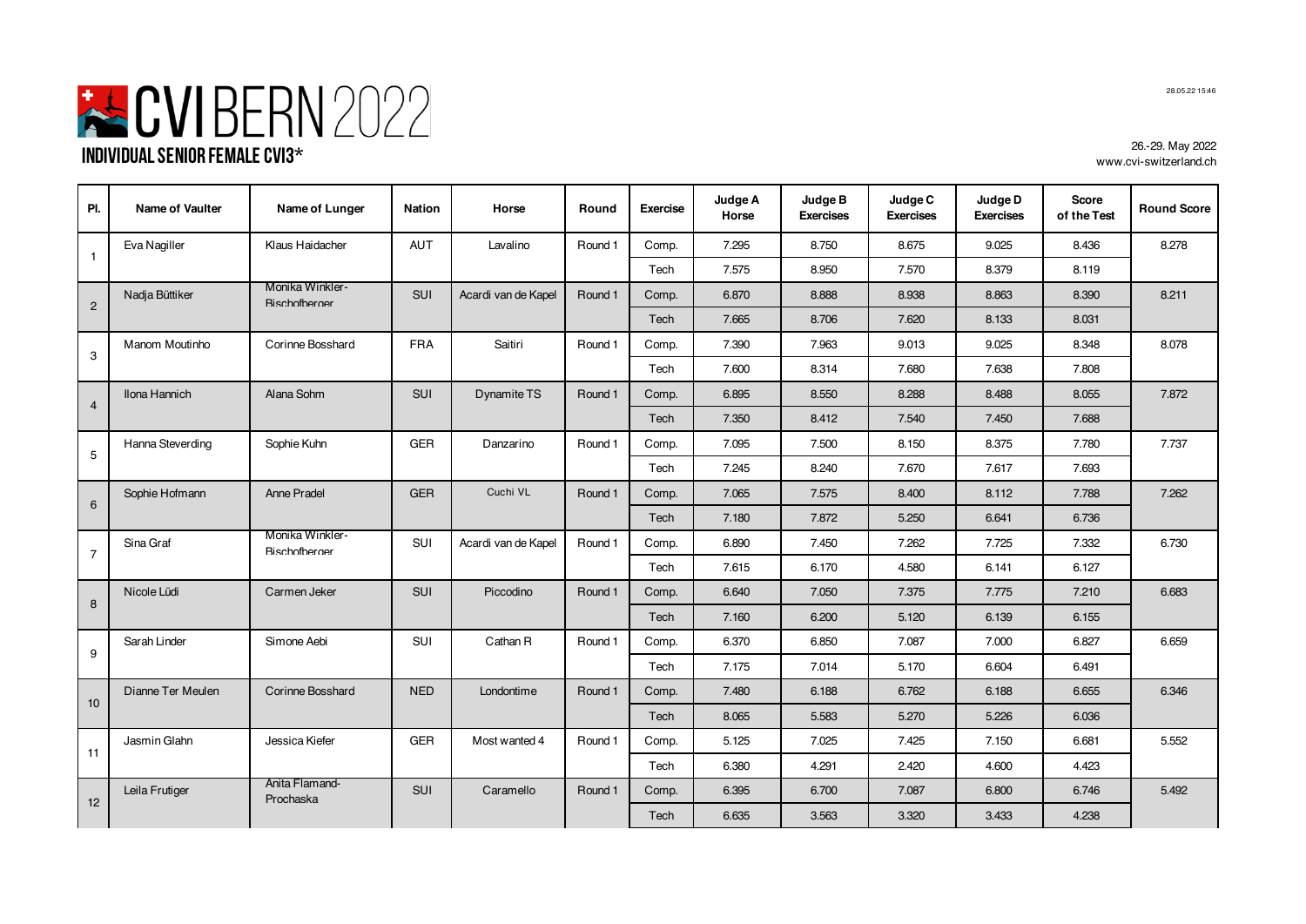# CVI BERN 2022

## INDIVIDUAL SENIOR FEMALE CVI3*

28.05.22 15:46

26.-29. May 2022
www.cvi-switzerland.ch

| Pl. | Name of Vaulter | Name of Lunger | Nation | Horse | Round | Exercise | Judge A Horse | Judge B Exercises | Judge C Exercises | Judge D Exercises | Score of the Test | Round Score |
|---|---|---|---|---|---|---|---|---|---|---|---|---|
| 1 | Eva Nagiller | Klaus Haidacher | AUT | Lavalino | Round 1 | Comp. | 7.295 | 8.750 | 8.675 | 9.025 | 8.436 | 8.278 |
| | | | | | | Tech | 7.575 | 8.950 | 7.570 | 8.379 | 8.119 | |
| 2 | Nadja Büttiker | Monika Winkler-Bischofberger | SUI | Acardi van de Kapel | Round 1 | Comp. | 6.870 | 8.888 | 8.938 | 8.863 | 8.390 | 8.211 |
| | | | | | | Tech | 7.665 | 8.706 | 7.620 | 8.133 | 8.031 | |
| 3 | Manom Moutinho | Corinne Bosshard | FRA | Saitiri | Round 1 | Comp. | 7.390 | 7.963 | 9.013 | 9.025 | 8.348 | 8.078 |
| | | | | | | Tech | 7.600 | 8.314 | 7.680 | 7.638 | 7.808 | |
| 4 | Ilona Hannich | Alana Sohm | SUI | Dynamite TS | Round 1 | Comp. | 6.895 | 8.550 | 8.288 | 8.488 | 8.055 | 7.872 |
| | | | | | | Tech | 7.350 | 8.412 | 7.540 | 7.450 | 7.688 | |
| 5 | Hanna Steverding | Sophie Kuhn | GER | Danzarino | Round 1 | Comp. | 7.095 | 7.500 | 8.150 | 8.375 | 7.780 | 7.737 |
| | | | | | | Tech | 7.245 | 8.240 | 7.670 | 7.617 | 7.693 | |
| 6 | Sophie Hofmann | Anne Pradel | GER | Cuchi VL | Round 1 | Comp. | 7.065 | 7.575 | 8.400 | 8.112 | 7.788 | 7.262 |
| | | | | | | Tech | 7.180 | 7.872 | 5.250 | 6.641 | 6.736 | |
| 7 | Sina Graf | Monika Winkler-Bischofberger | SUI | Acardi van de Kapel | Round 1 | Comp. | 6.890 | 7.450 | 7.262 | 7.725 | 7.332 | 6.730 |
| | | | | | | Tech | 7.615 | 6.170 | 4.580 | 6.141 | 6.127 | |
| 8 | Nicole Lüdi | Carmen Jeker | SUI | Piccodino | Round 1 | Comp. | 6.640 | 7.050 | 7.375 | 7.775 | 7.210 | 6.683 |
| | | | | | | Tech | 7.160 | 6.200 | 5.120 | 6.139 | 6.155 | |
| 9 | Sarah Linder | Simone Aebi | SUI | Cathan R | Round 1 | Comp. | 6.370 | 6.850 | 7.087 | 7.000 | 6.827 | 6.659 |
| | | | | | | Tech | 7.175 | 7.014 | 5.170 | 6.604 | 6.491 | |
| 10 | Dianne Ter Meulen | Corinne Bosshard | NED | Londontime | Round 1 | Comp. | 7.480 | 6.188 | 6.762 | 6.188 | 6.655 | 6.346 |
| | | | | | | Tech | 8.065 | 5.583 | 5.270 | 5.226 | 6.036 | |
| 11 | Jasmin Glahn | Jessica Kiefer | GER | Most wanted 4 | Round 1 | Comp. | 5.125 | 7.025 | 7.425 | 7.150 | 6.681 | 5.552 |
| | | | | | | Tech | 6.380 | 4.291 | 2.420 | 4.600 | 4.423 | |
| 12 | Leila Frutiger | Anita Flamand-Prochaska | SUI | Caramello | Round 1 | Comp. | 6.395 | 6.700 | 7.087 | 6.800 | 6.746 | 5.492 |
| | | | | | | Tech | 6.635 | 3.563 | 3.320 | 3.433 | 4.238 | |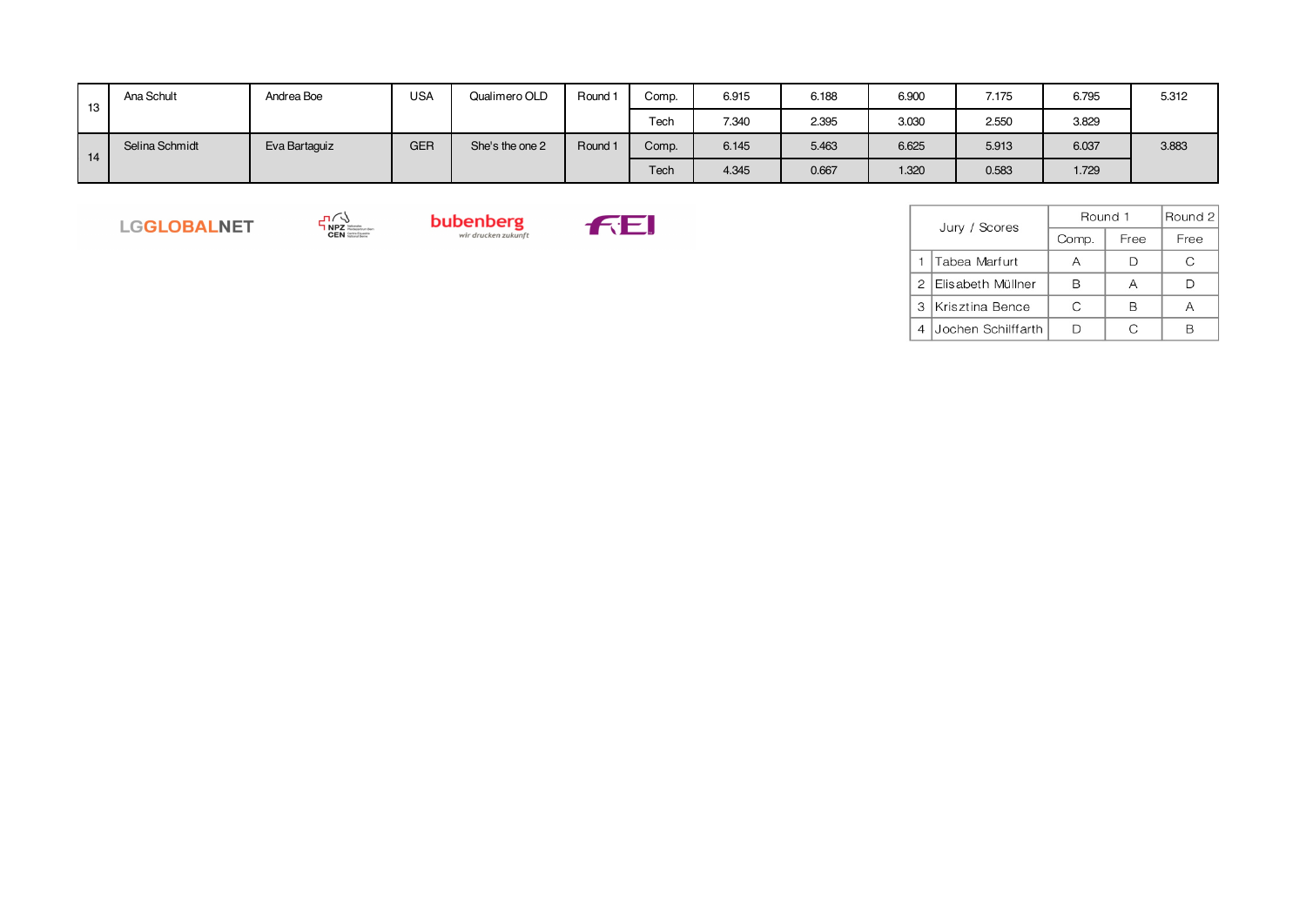| 13 | Ana Schult | Andrea Boe | USA | Qualimero OLD | Round 1 | Comp. | 6.915 | 6.188 | 6.900 | 7.175 | 6.795 | 5.312 |
|---|---|---|---|---|---|---|---|---|---|---|---|---|
| | | | | | | Tech | 7.340 | 2.395 | 3.030 | 2.550 | 3.829 | |
| 14 | Selina Schmidt | Eva Bartaguiz | GER | She's the one 2 | Round 1 | Comp. | 6.145 | 5.463 | 6.625 | 5.913 | 6.037 | 3.883 |
| | | | | | | Tech | 4.345 | 0.667 | 1.320 | 0.583 | 1.729 | |

LGGLOBALNET NPZ CEN bubenberg *wir drucken zukunft* FEI

| Jury / Scores | | Round 1 | | Round 2 |
|---|---|---|---|---|
| | | Comp. | Free | Free |
| 1 | Tabea Marfurt | A | D | C |
| 2 | Elisabeth Müllner | B | A | D |
| 3 | Krisztina Bence | C | B | A |
| 4 | Jochen Schilffarth | D | C | B |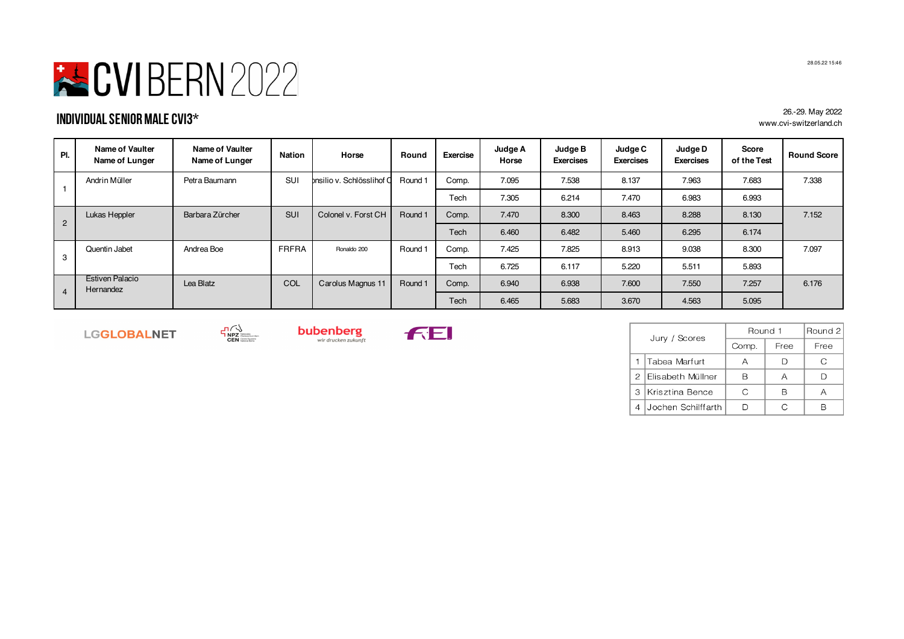# CVI BERN 2022

28.05.22 15:46

## INDIVIDUAL SENIOR MALE CVI3*

26.-29. May 2022
www.cvi-switzerland.ch

| Pl. | Name of Vaulter | Name of Lunger | Nation | Horse | Round | Exercise | Judge A Horse | Judge B Exercises | Judge C Exercises | Judge D Exercises | Score of the Test | Round Score |
|---|---|---|---|---|---|---|---|---|---|---|---|---|
| 1 | Andrin Müller | Petra Baumann | SUI | onsilio v. Schlösslihof C | Round 1 | Comp. | 7.095 | 7.538 | 8.137 | 7.963 | 7.683 | 7.338 |
| | | | | | | Tech | 7.305 | 6.214 | 7.470 | 6.983 | 6.993 | |
| 2 | Lukas Heppler | Barbara Zürcher | SUI | Colonel v. Forst CH | Round 1 | Comp. | 7.470 | 8.300 | 8.463 | 8.288 | 8.130 | 7.152 |
| | | | | | | Tech | 6.460 | 6.482 | 5.460 | 6.295 | 6.174 | |
| 3 | Quentin Jabet | Andrea Boe | FRFRA | Ronaldo 200 | Round 1 | Comp. | 7.425 | 7.825 | 8.913 | 9.038 | 8.300 | 7.097 |
| | | | | | | Tech | 6.725 | 6.117 | 5.220 | 5.511 | 5.893 | |
| 4 | Estiven Palacio Hernandez | Lea Blatz | COL | Carolus Magnus 11 | Round 1 | Comp. | 6.940 | 6.938 | 7.600 | 7.550 | 7.257 | 6.176 |
| | | | | | | Tech | 6.465 | 5.683 | 3.670 | 4.563 | 5.095 | |

LGGLOBALNET | NPZ CEN | bubenberg wir drucken zukunft | FEI

| | Jury / Scores | Round 1 | | Round 2 |
|---|---|---|---|---|
| | | Comp. | Free | Free |
| 1 | Tabea Marfurt | A | D | C |
| 2 | Elisabeth Müllner | B | A | D |
| 3 | Krisztina Bence | C | B | A |
| 4 | Jochen Schilffarth | D | C | B |